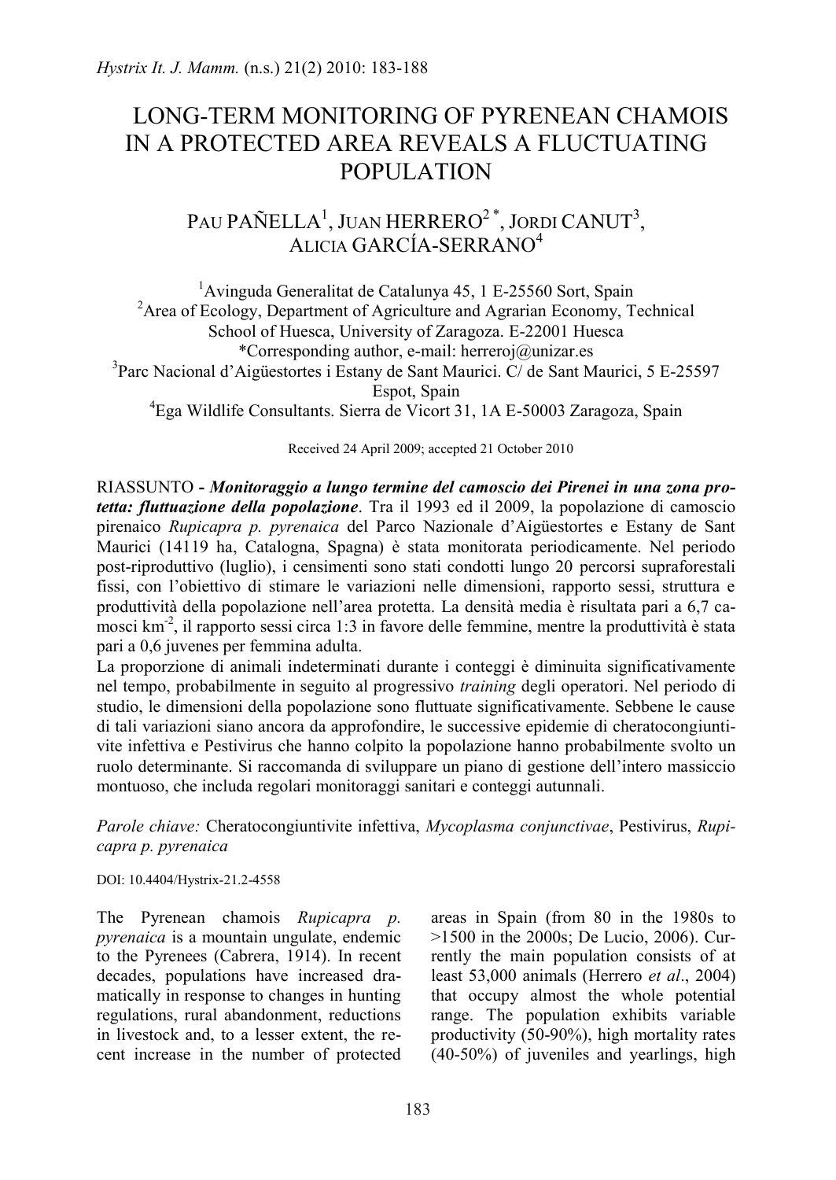# LONG-TERM MONITORING OF PYRENEAN CHAMOIS IN A PROTECTED AREA REVEALS A FLUCTUATING POPULATION

PAU PAÑELLA[1], JUAN HERRERO[2 *], JORDI CANUT[3], ALICIA GARCÍA-SERRANO[4]

[1]Avinguda Generalitat de Catalunya 45, 1 E-25560 Sort, Spain
[2]Area of Ecology, Department of Agriculture and Agrarian Economy, Technical School of Huesca, University of Zaragoza. E-22001 Huesca
*Corresponding author, e-mail: herreroj@unizar.es
[3]Parc Nacional d'Aigüestortes i Estany de Sant Maurici. C/ de Sant Maurici, 5 E-25597 Espot, Spain
[4]Ega Wildlife Consultants. Sierra de Vicort 31, 1A E-50003 Zaragoza, Spain

Received 24 April 2009; accepted 21 October 2010

RIASSUNTO - ***Monitoraggio a lungo termine del camoscio dei Pirenei in una zona protetta: fluttuazione della popolazione***. Tra il 1993 ed il 2009, la popolazione di camoscio pirenaico *Rupicapra p. pyrenaica* del Parco Nazionale d'Aigüestortes e Estany de Sant Maurici (14119 ha, Catalogna, Spagna) è stata monitorata periodicamente. Nel periodo post-riproduttivo (luglio), i censimenti sono stati condotti lungo 20 percorsi supraforestali fissi, con l'obiettivo di stimare le variazioni nelle dimensioni, rapporto sessi, struttura e produttività della popolazione nell'area protetta. La densità media è risultata pari a 6,7 camosci km$^{-2}$, il rapporto sessi circa 1:3 in favore delle femmine, mentre la produttività è stata pari a 0,6 juvenes per femmina adulta.

La proporzione di animali indeterminati durante i conteggi è diminuita significativamente nel tempo, probabilmente in seguito al progressivo *training* degli operatori. Nel periodo di studio, le dimensioni della popolazione sono fluttuate significativamente. Sebbene le cause di tali variazioni siano ancora da approfondire, le successive epidemie di cheratocongiuntivite infettiva e Pestivirus che hanno colpito la popolazione hanno probabilmente svolto un ruolo determinante. Si raccomanda di sviluppare un piano di gestione dell'intero massiccio montuoso, che includa regolari monitoraggi sanitari e conteggi autunnali.

*Parole chiave:* Cheratocongiuntivite infettiva, *Mycoplasma conjunctivae*, Pestivirus, *Rupicapra p. pyrenaica*

DOI: 10.4404/Hystrix-21.2-4558

The Pyrenean chamois *Rupicapra p. pyrenaica* is a mountain ungulate, endemic to the Pyrenees (Cabrera, 1914). In recent decades, populations have increased dramatically in response to changes in hunting regulations, rural abandonment, reductions in livestock and, to a lesser extent, the recent increase in the number of protected areas in Spain (from 80 in the 1980s to >1500 in the 2000s; De Lucio, 2006). Currently the main population consists of at least 53,000 animals (Herrero *et al*., 2004) that occupy almost the whole potential range. The population exhibits variable productivity (50-90%), high mortality rates (40-50%) of juveniles and yearlings, high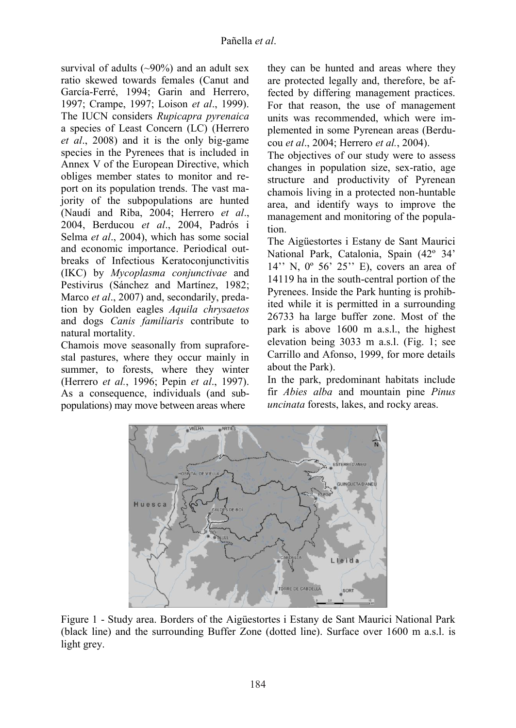survival of adults (~90%) and an adult sex ratio skewed towards females (Canut and García-Ferré, 1994; Garin and Herrero, 1997; Crampe, 1997; Loison *et al*., 1999). The IUCN considers *Rupicapra pyrenaica* a species of Least Concern (LC) (Herrero *et al*., 2008) and it is the only big-game species in the Pyrenees that is included in Annex V of the European Directive, which obliges member states to monitor and report on its population trends. The vast majority of the subpopulations are hunted (Naudí and Riba, 2004; Herrero *et al*., 2004, Berducou *et al*., 2004, Padrós i Selma *et al*., 2004), which has some social and economic importance. Periodical outbreaks of Infectious Keratoconjunctivitis (IKC) by *Mycoplasma conjunctivae* and Pestivirus (Sánchez and Martínez, 1982; Marco *et al*., 2007) and, secondarily, predation by Golden eagles *Aquila chrysaetos* and dogs *Canis familiaris* contribute to natural mortality.

Chamois move seasonally from supraforestal pastures, where they occur mainly in summer, to forests, where they winter (Herrero *et al*., 1996; Pepin *et al*., 1997). As a consequence, individuals (and subpopulations) may move between areas where they can be hunted and areas where they are protected legally and, therefore, be affected by differing management practices. For that reason, the use of management units was recommended, which were implemented in some Pyrenean areas (Berducou *et al*., 2004; Herrero *et al.*, 2004).

The objectives of our study were to assess changes in population size, sex-ratio, age structure and productivity of Pyrenean chamois living in a protected non-huntable area, and identify ways to improve the management and monitoring of the population.

The Aigüestortes i Estany de Sant Maurici National Park, Catalonia, Spain (42º 34' 14'' N, 0º 56' 25'' E), covers an area of 14119 ha in the south-central portion of the Pyrenees. Inside the Park hunting is prohibited while it is permitted in a surrounding 26733 ha large buffer zone. Most of the park is above 1600 m a.s.l., the highest elevation being 3033 m a.s.l. (Fig. 1; see Carrillo and Afonso, 1999, for more details about the Park).

In the park, predominant habitats include fir *Abies alba* and mountain pine *Pinus uncinata* forests, lakes, and rocky areas.

Figure 1 - Study area. Borders of the Aigüestortes i Estany de Sant Maurici National Park (black line) and the surrounding Buffer Zone (dotted line). Surface over 1600 m a.s.l. is light grey.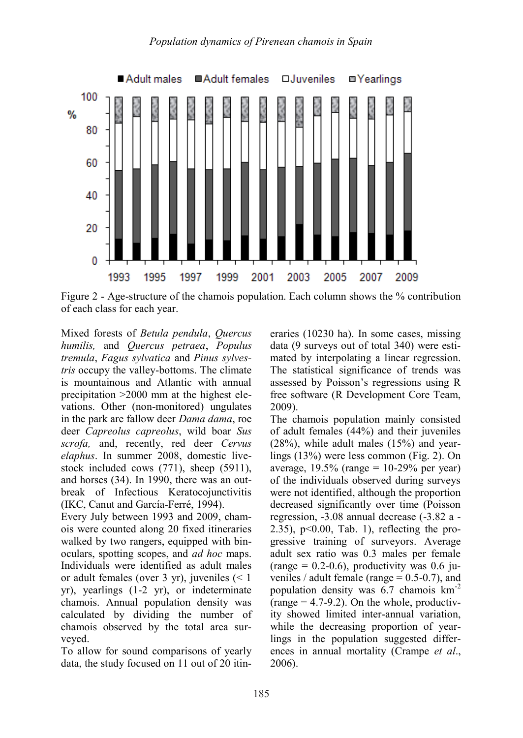Figure 2 - Age-structure of the chamois population. Each column shows the % contribution of each class for each year.

Mixed forests of *Betula pendula*, *Quercus humilis,* and *Quercus petraea*, *Populus tremula*, *Fagus sylvatica* and *Pinus sylvestris* occupy the valley-bottoms. The climate is mountainous and Atlantic with annual precipitation >2000 mm at the highest elevations. Other (non-monitored) ungulates in the park are fallow deer *Dama dama*, roe deer *Capreolus capreolus*, wild boar *Sus scrofa,* and, recently, red deer *Cervus elaphus*. In summer 2008, domestic livestock included cows (771), sheep (5911), and horses (34). In 1990, there was an outbreak of Infectious Keratocojunctivitis (IKC, Canut and García-Ferré, 1994).

Every July between 1993 and 2009, chamois were counted along 20 fixed itineraries walked by two rangers, equipped with binoculars, spotting scopes, and *ad hoc* maps. Individuals were identified as adult males or adult females (over 3 yr), juveniles (< 1 yr), yearlings (1-2 yr), or indeterminate chamois. Annual population density was calculated by dividing the number of chamois observed by the total area surveyed.

To allow for sound comparisons of yearly data, the study focused on 11 out of 20 itineraries (10230 ha). In some cases, missing data (9 surveys out of total 340) were estimated by interpolating a linear regression. The statistical significance of trends was assessed by Poisson's regressions using R free software (R Development Core Team, 2009).

The chamois population mainly consisted of adult females (44%) and their juveniles (28%), while adult males (15%) and yearlings (13%) were less common (Fig. 2). On average, 19.5% (range = 10-29% per year) of the individuals observed during surveys were not identified, although the proportion decreased significantly over time (Poisson regression, -3.08 annual decrease (-3.82 a -2.35), p<0.00, Tab. 1), reflecting the progressive training of surveyors. Average adult sex ratio was 0.3 males per female (range = 0.2-0.6), productivity was 0.6 juveniles / adult female (range = 0.5-0.7), and population density was 6.7 chamois km$^{-2}$ (range = 4.7-9.2). On the whole, productivity showed limited inter-annual variation, while the decreasing proportion of yearlings in the population suggested differences in annual mortality (Crampe *et al.*, 2006).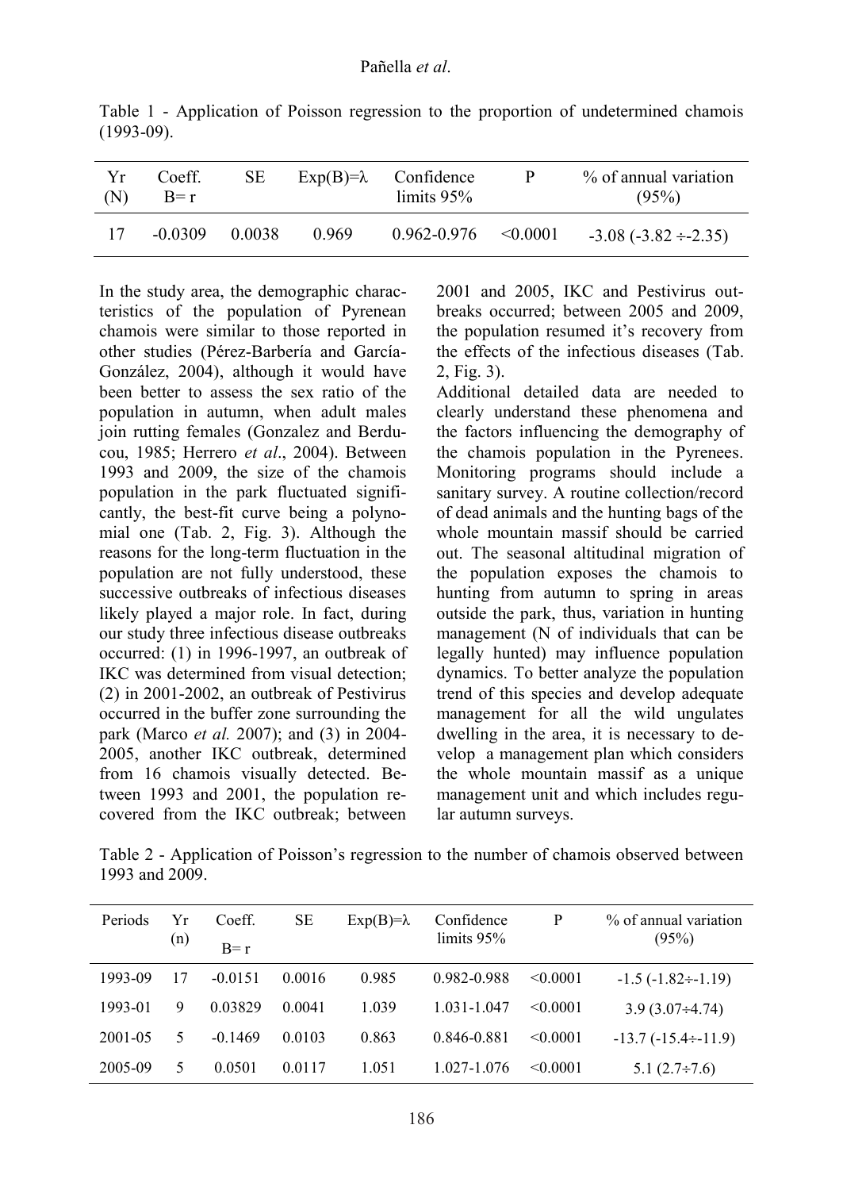Table 1 - Application of Poisson regression to the proportion of undetermined chamois (1993-09).

| Yr (N) | Coeff. B= r | SE | Exp(B)=λ | Confidence limits 95% | P | % of annual variation (95%) |
|---|---|---|---|---|---|---|
| 17 | -0.0309 | 0.0038 | 0.969 | 0.962-0.976 | <0.0001 | -3.08 (-3.82 ÷-2.35) |

In the study area, the demographic characteristics of the population of Pyrenean chamois were similar to those reported in other studies (Pérez-Barbería and García-González, 2004), although it would have been better to assess the sex ratio of the population in autumn, when adult males join rutting females (Gonzalez and Berducou, 1985; Herrero *et al*., 2004). Between 1993 and 2009, the size of the chamois population in the park fluctuated significantly, the best-fit curve being a polynomial one (Tab. 2, Fig. 3). Although the reasons for the long-term fluctuation in the population are not fully understood, these successive outbreaks of infectious diseases likely played a major role. In fact, during our study three infectious disease outbreaks occurred: (1) in 1996-1997, an outbreak of IKC was determined from visual detection; (2) in 2001-2002, an outbreak of Pestivirus occurred in the buffer zone surrounding the park (Marco *et al.* 2007); and (3) in 2004-2005, another IKC outbreak, determined from 16 chamois visually detected. Between 1993 and 2001, the population recovered from the IKC outbreak; between 2001 and 2005, IKC and Pestivirus outbreaks occurred; between 2005 and 2009, the population resumed it's recovery from the effects of the infectious diseases (Tab. 2, Fig. 3).

Additional detailed data are needed to clearly understand these phenomena and the factors influencing the demography of the chamois population in the Pyrenees. Monitoring programs should include a sanitary survey. A routine collection/record of dead animals and the hunting bags of the whole mountain massif should be carried out. The seasonal altitudinal migration of the population exposes the chamois to hunting from autumn to spring in areas outside the park, thus, variation in hunting management (N of individuals that can be legally hunted) may influence population dynamics. To better analyze the population trend of this species and develop adequate management for all the wild ungulates dwelling in the area, it is necessary to develop a management plan which considers the whole mountain massif as a unique management unit and which includes regular autumn surveys.

Table 2 - Application of Poisson's regression to the number of chamois observed between 1993 and 2009.

| Periods | Yr (n) | Coeff. B= r | SE | Exp(B)=λ | Confidence limits 95% | P | % of annual variation (95%) |
|---|---|---|---|---|---|---|---|
| 1993-09 | 17 | -0.0151 | 0.0016 | 0.985 | 0.982-0.988 | <0.0001 | -1.5 (-1.82÷-1.19) |
| 1993-01 | 9 | 0.03829 | 0.0041 | 1.039 | 1.031-1.047 | <0.0001 | 3.9 (3.07÷4.74) |
| 2001-05 | 5 | -0.1469 | 0.0103 | 0.863 | 0.846-0.881 | <0.0001 | -13.7 (-15.4÷-11.9) |
| 2005-09 | 5 | 0.0501 | 0.0117 | 1.051 | 1.027-1.076 | <0.0001 | 5.1 (2.7÷7.6) |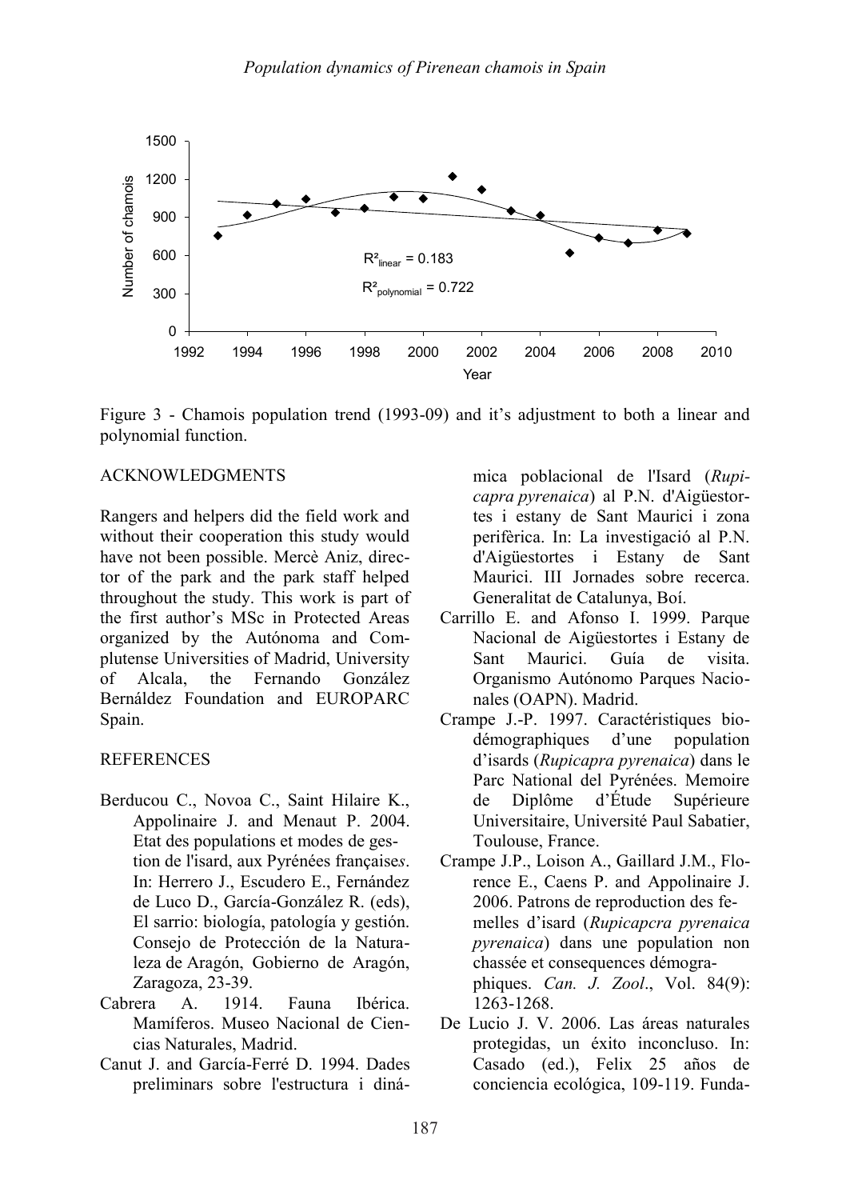Figure 3 - Chamois population trend (1993-09) and it's adjustment to both a linear and polynomial function.

## ACKNOWLEDGMENTS

Rangers and helpers did the field work and without their cooperation this study would have not been possible. Mercè Aniz, director of the park and the park staff helped throughout the study. This work is part of the first author's MSc in Protected Areas organized by the Autónoma and Complutense Universities of Madrid, University of Alcala, the Fernando González Bernáldez Foundation and EUROPARC Spain.

## REFERENCES

Berducou C., Novoa C., Saint Hilaire K., Appolinaire J. and Menaut P. 2004. Etat des populations et modes de gestion de l'isard, aux Pyrénées française*s*. In: Herrero J., Escudero E., Fernández de Luco D., García-González R. (eds), El sarrio: biología, patología y gestión. Consejo de Protección de la Naturaleza de Aragón, Gobierno de Aragón, Zaragoza, 23-39.

Cabrera A. 1914. Fauna Ibérica. Mamíferos. Museo Nacional de Ciencias Naturales, Madrid.

Canut J. and García-Ferré D. 1994. Dades preliminars sobre l'estructura i dinámica poblacional de l'Isard (*Rupicapra pyrenaica*) al P.N. d'Aigüestortes i estany de Sant Maurici i zona perifèrica. In: La investigació al P.N. d'Aigüestortes i Estany de Sant Maurici. III Jornades sobre recerca. Generalitat de Catalunya, Boí.

Carrillo E. and Afonso I. 1999. Parque Nacional de Aigüestortes i Estany de Sant Maurici. Guía de visita. Organismo Autónomo Parques Nacionales (OAPN). Madrid.

Crampe J.-P. 1997. Caractéristiques biodémographiques d'une population d'isards (*Rupicapra pyrenaica*) dans le Parc National del Pyrénées. Memoire de Diplôme d'Étude Supérieure Universitaire, Université Paul Sabatier, Toulouse, France.

Crampe J.P., Loison A., Gaillard J.M., Florence E., Caens P. and Appolinaire J. 2006. Patrons de reproduction des femelles d'isard (*Rupicapcra pyrenaica pyrenaica*) dans une population non chassée et consequences démographiques. *Can. J. Zool*., Vol. 84(9): 1263-1268.

De Lucio J. V. 2006. Las áreas naturales protegidas, un éxito inconcluso. In: Casado (ed.), Felix 25 años de conciencia ecológica, 109-119. Funda-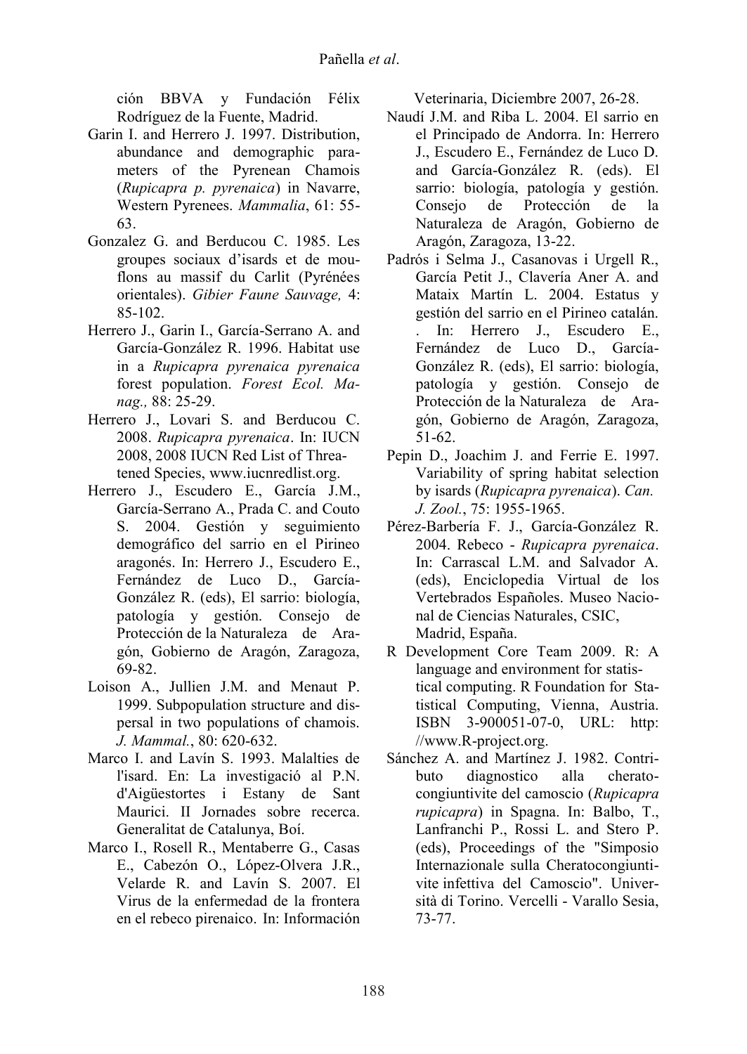ción BBVA y Fundación Félix Rodríguez de la Fuente, Madrid.

Garin I. and Herrero J. 1997. Distribution, abundance and demographic parameters of the Pyrenean Chamois (*Rupicapra p. pyrenaica*) in Navarre, Western Pyrenees. *Mammalia*, 61: 55-63.

Gonzalez G. and Berducou C. 1985. Les groupes sociaux d'isards et de mouflons au massif du Carlit (Pyrénées orientales). *Gibier Faune Sauvage,* 4: 85-102.

Herrero J., Garin I., García-Serrano A. and García-González R. 1996. Habitat use in a *Rupicapra pyrenaica pyrenaica* forest population. *Forest Ecol. Manag.,* 88: 25-29.

Herrero J., Lovari S. and Berducou C. 2008. *Rupicapra pyrenaica*. In: IUCN 2008, 2008 IUCN Red List of Threatened Species, www.iucnredlist.org.

Herrero J., Escudero E., García J.M., García-Serrano A., Prada C. and Couto S. 2004. Gestión y seguimiento demográfico del sarrio en el Pirineo aragonés. In: Herrero J., Escudero E., Fernández de Luco D., García-González R. (eds), El sarrio: biología, patología y gestión. Consejo de Protección de la Naturaleza de Aragón, Gobierno de Aragón, Zaragoza, 69-82.

Loison A., Jullien J.M. and Menaut P. 1999. Subpopulation structure and dispersal in two populations of chamois. *J. Mammal.*, 80: 620-632.

Marco I. and Lavín S. 1993. Malalties de l'isard. En: La investigació al P.N. d'Aigüestortes i Estany de Sant Maurici. II Jornades sobre recerca. Generalitat de Catalunya, Boí.

Marco I., Rosell R., Mentaberre G., Casas E., Cabezón O., López-Olvera J.R., Velarde R. and Lavín S. 2007. El Virus de la enfermedad de la frontera en el rebeco pirenaico. In: Información Veterinaria, Diciembre 2007, 26-28.

Naudí J.M. and Riba L. 2004. El sarrio en el Principado de Andorra. In: Herrero J., Escudero E., Fernández de Luco D. and García-González R. (eds). El sarrio: biología, patología y gestión. Consejo de Protección de la Naturaleza de Aragón, Gobierno de Aragón, Zaragoza, 13-22.

Padrós i Selma J., Casanovas i Urgell R., García Petit J., Clavería Aner A. and Mataix Martín L. 2004. Estatus y gestión del sarrio en el Pirineo catalán. . In: Herrero J., Escudero E., Fernández de Luco D., García-González R. (eds), El sarrio: biología, patología y gestión. Consejo de Protección de la Naturaleza de Aragón, Gobierno de Aragón, Zaragoza, 51-62.

Pepin D., Joachim J. and Ferrie E. 1997. Variability of spring habitat selection by isards (*Rupicapra pyrenaica*). *Can. J. Zool.*, 75: 1955-1965.

Pérez-Barbería F. J., García-González R. 2004. Rebeco - *Rupicapra pyrenaica*. In: Carrascal L.M. and Salvador A. (eds), Enciclopedia Virtual de los Vertebrados Españoles. Museo Nacional de Ciencias Naturales, CSIC, Madrid, España.

R Development Core Team 2009. R: A language and environment for statistical computing. R Foundation for Statistical Computing, Vienna, Austria. ISBN 3-900051-07-0, URL: http://www.R-project.org.

Sánchez A. and Martínez J. 1982. Contributo diagnostico alla cheratocongiuntivite del camoscio (*Rupicapra rupicapra*) in Spagna. In: Balbo, T., Lanfranchi P., Rossi L. and Stero P. (eds), Proceedings of the "Simposio Internazionale sulla Cheratocongiuntivite infettiva del Camoscio". Università di Torino. Vercelli - Varallo Sesia, 73-77.